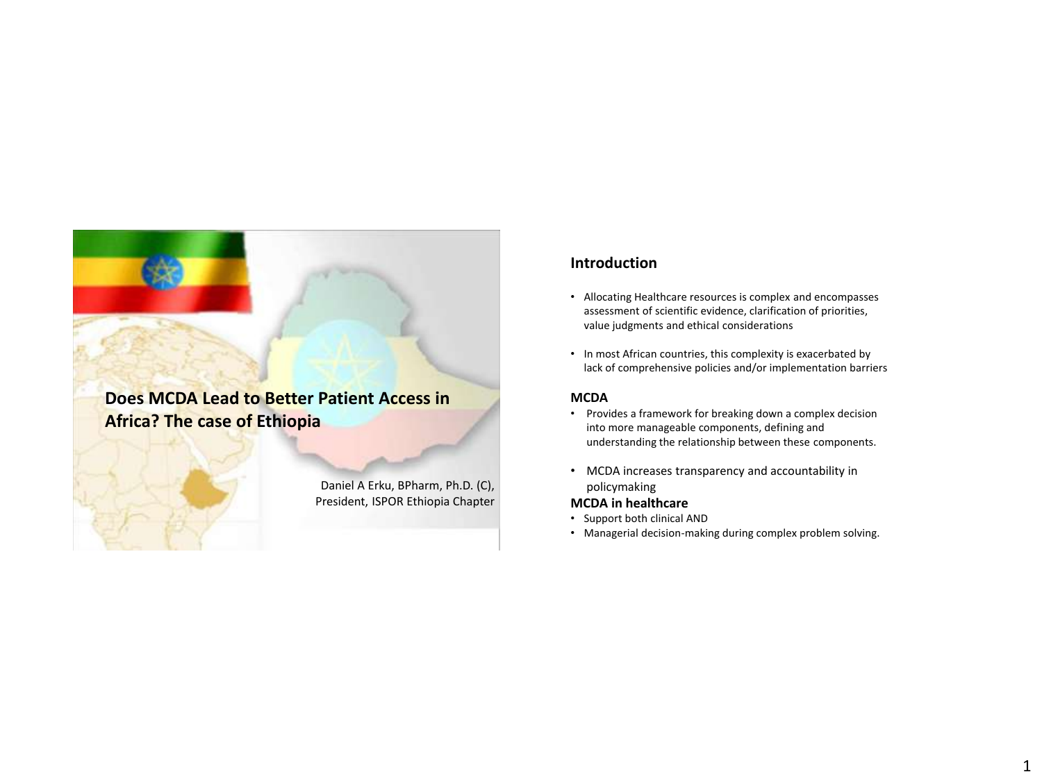# Does MCDA Lead to Better Patient Access in Africa? The case of Ethiopia

Daniel A Erku, BPharm, Ph.D. (C),
President, ISPOR Ethiopia Chapter

## Introduction

- Allocating Healthcare resources is complex and encompasses assessment of scientific evidence, clarification of priorities, value judgments and ethical considerations
- In most African countries, this complexity is exacerbated by lack of comprehensive policies and/or implementation barriers

### MCDA

- Provides a framework for breaking down a complex decision into more manageable components, defining and understanding the relationship between these components.
- MCDA increases transparency and accountability in policymaking

### MCDA in healthcare

- Support both clinical AND
- Managerial decision-making during complex problem solving.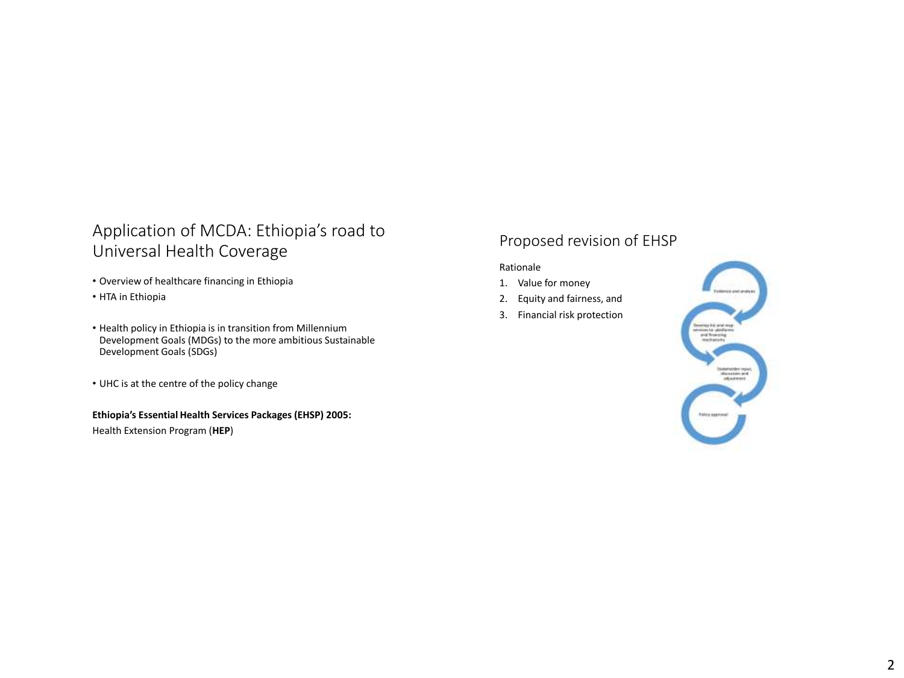## Application of MCDA: Ethiopia's road to Universal Health Coverage

- Overview of healthcare financing in Ethiopia
- HTA in Ethiopia
- Health policy in Ethiopia is in transition from Millennium Development Goals (MDGs) to the more ambitious Sustainable Development Goals (SDGs)
- UHC is at the centre of the policy change

**Ethiopia's Essential Health Services Packages (EHSP) 2005:**

Health Extension Program (**HEP**)

## Proposed revision of EHSP

Rationale

1. Value for money
2. Equity and fairness, and
3. Financial risk protection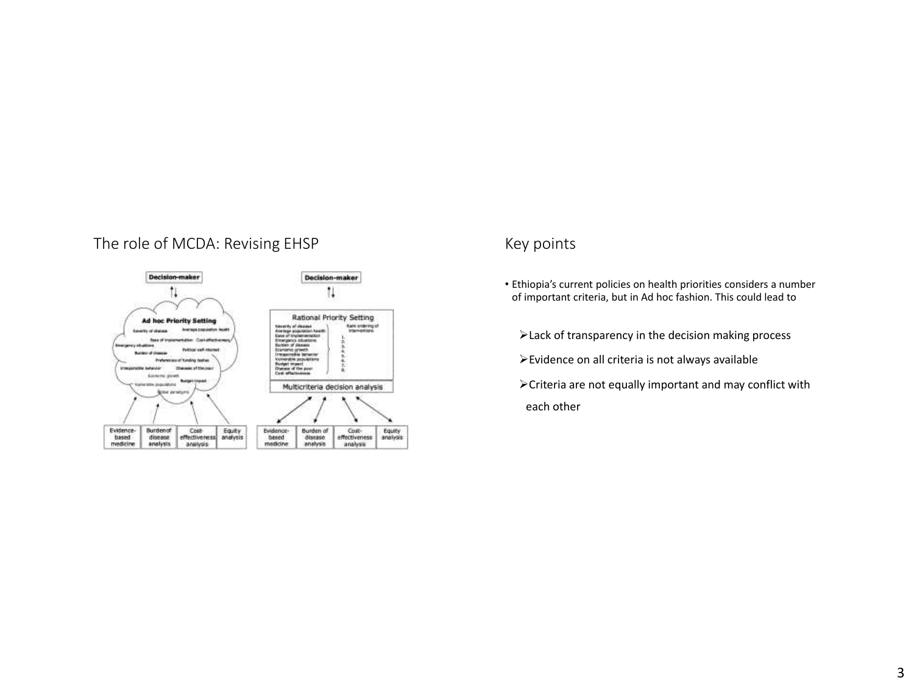## The role of MCDA: Revising EHSP

## Key points

- Ethiopia's current policies on health priorities considers a number of important criteria, but in Ad hoc fashion. This could lead to
  - Lack of transparency in the decision making process
  - Evidence on all criteria is not always available
  - Criteria are not equally important and may conflict with each other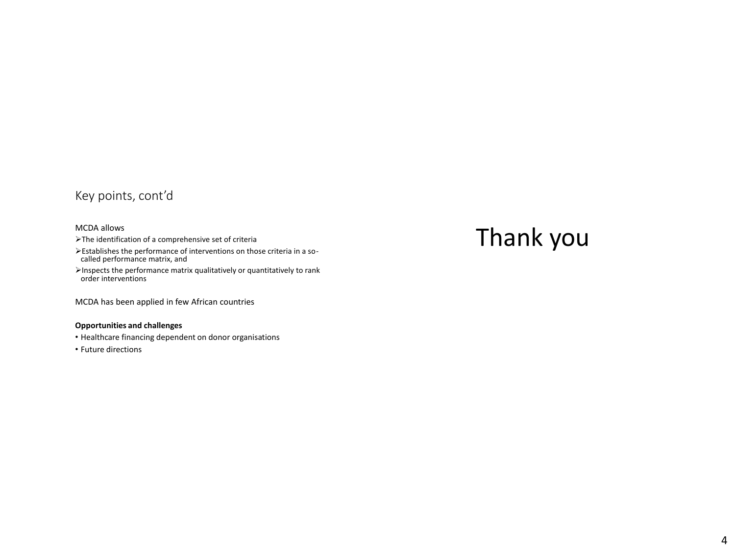## Key points, cont'd

MCDA allows

- The identification of a comprehensive set of criteria
- Establishes the performance of interventions on those criteria in a so-called performance matrix, and
- Inspects the performance matrix qualitatively or quantitatively to rank order interventions

MCDA has been applied in few African countries

**Opportunities and challenges**

- Healthcare financing dependent on donor organisations
- Future directions

# Thank you